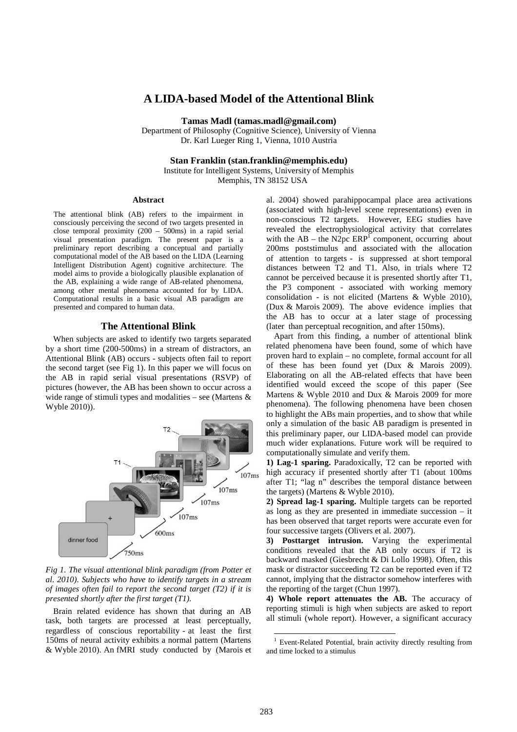# A LIDA-based Model of the Attentional Blink

**Tamas Madl (tamas.madl@gmail.com)**
Department of Philosophy (Cognitive Science), University of Vienna
Dr. Karl Lueger Ring 1, Vienna, 1010 Austria

**Stan Franklin (stan.franklin@memphis.edu)**
Institute for Intelligent Systems, University of Memphis
Memphis, TN 38152 USA

### Abstract

The attentional blink (AB) refers to the impairment in consciously perceiving the second of two targets presented in close temporal proximity (200 – 500ms) in a rapid serial visual presentation paradigm. The present paper is a preliminary report describing a conceptual and partially computational model of the AB based on the LIDA (Learning Intelligent Distribution Agent) cognitive architecture. The model aims to provide a biologically plausible explanation of the AB, explaining a wide range of AB-related phenomena, among other mental phenomena accounted for by LIDA. Computational results in a basic visual AB paradigm are presented and compared to human data.

## The Attentional Blink

When subjects are asked to identify two targets separated by a short time (200-500ms) in a stream of distractors, an Attentional Blink (AB) occurs - subjects often fail to report the second target (see Fig 1). In this paper we will focus on the AB in rapid serial visual presentations (RSVP) of pictures (however, the AB has been shown to occur across a wide range of stimuli types and modalities – see (Martens & Wyble 2010)).

*Fig 1. The visual attentional blink paradigm (from Potter et al. 2010). Subjects who have to identify targets in a stream of images often fail to report the second target (T2) if it is presented shortly after the first target (T1).*

Brain related evidence has shown that during an AB task, both targets are processed at least perceptually, regardless of conscious reportability - at least the first 150ms of neural activity exhibits a normal pattern (Martens & Wyble 2010). An fMRI study conducted by (Marois et al. 2004) showed parahippocampal place area activations (associated with high-level scene representations) even in non-conscious T2 targets. However, EEG studies have revealed the electrophysiological activity that correlates with the AB – the N2pc ERP[1] component, occurring about 200ms poststimulus and associated with the allocation of attention to targets - is suppressed at short temporal distances between T2 and T1. Also, in trials where T2 cannot be perceived because it is presented shortly after T1, the P3 component - associated with working memory consolidation - is not elicited (Martens & Wyble 2010), (Dux & Marois 2009). The above evidence implies that the AB has to occur at a later stage of processing (later than perceptual recognition, and after 150ms).

Apart from this finding, a number of attentional blink related phenomena have been found, some of which have proven hard to explain – no complete, formal account for all of these has been found yet (Dux & Marois 2009). Elaborating on all the AB-related effects that have been identified would exceed the scope of this paper (See Martens & Wyble 2010 and Dux & Marois 2009 for more phenomena). The following phenomena have been chosen to highlight the ABs main properties, and to show that while only a simulation of the basic AB paradigm is presented in this preliminary paper, our LIDA-based model can provide much wider explanations. Future work will be required to computationally simulate and verify them.

**1) Lag-1 sparing.** Paradoxically, T2 can be reported with high accuracy if presented shortly after T1 (about 100ms after T1; "lag n" describes the temporal distance between the targets) (Martens & Wyble 2010).

**2) Spread lag-1 sparing.** Multiple targets can be reported as long as they are presented in immediate succession – it has been observed that target reports were accurate even for four successive targets (Olivers et al. 2007).

**3) Posttarget intrusion.** Varying the experimental conditions revealed that the AB only occurs if T2 is backward masked (Giesbrecht & Di Lollo 1998). Often, this mask or distractor succeeding T2 can be reported even if T2 cannot, implying that the distractor somehow interferes with the reporting of the target (Chun 1997).

**4) Whole report attenuates the AB.** The accuracy of reporting stimuli is high when subjects are asked to report all stimuli (whole report). However, a significant accuracy

[1] Event-Related Potential, brain activity directly resulting from and time locked to a stimulus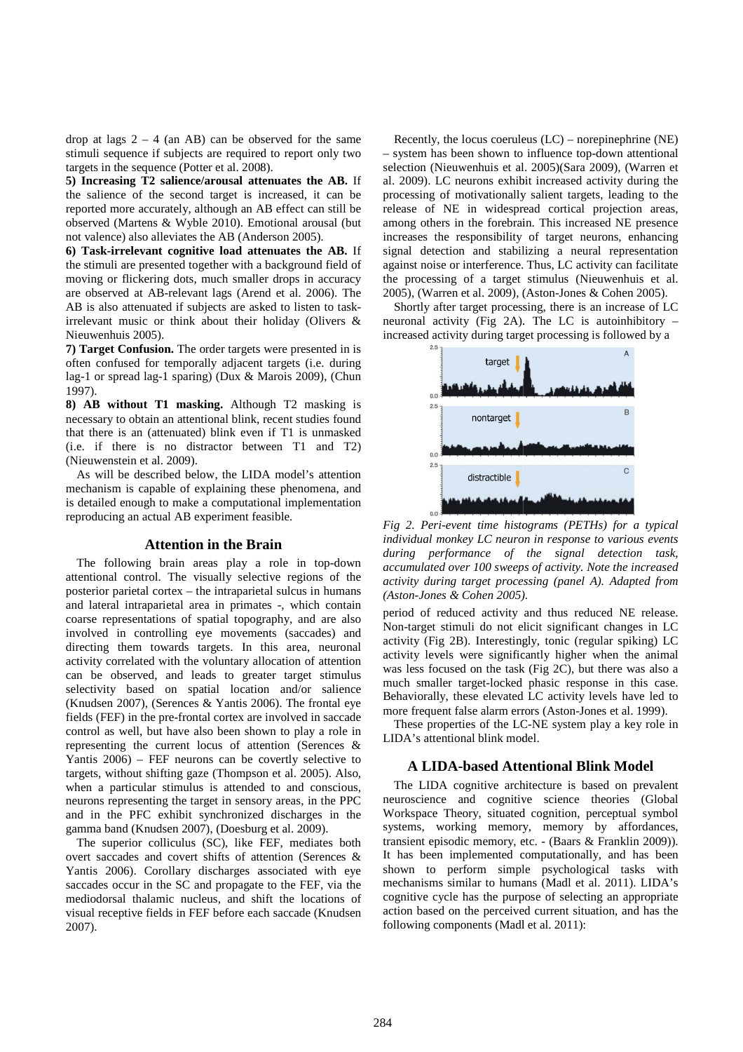drop at lags 2 – 4 (an AB) can be observed for the same stimuli sequence if subjects are required to report only two targets in the sequence (Potter et al. 2008).

**5) Increasing T2 salience/arousal attenuates the AB.** If the salience of the second target is increased, it can be reported more accurately, although an AB effect can still be observed (Martens & Wyble 2010). Emotional arousal (but not valence) also alleviates the AB (Anderson 2005).

**6) Task-irrelevant cognitive load attenuates the AB.** If the stimuli are presented together with a background field of moving or flickering dots, much smaller drops in accuracy are observed at AB-relevant lags (Arend et al. 2006). The AB is also attenuated if subjects are asked to listen to task-irrelevant music or think about their holiday (Olivers & Nieuwenhuis 2005).

**7) Target Confusion.** The order targets were presented in is often confused for temporally adjacent targets (i.e. during lag-1 or spread lag-1 sparing) (Dux & Marois 2009), (Chun 1997).

**8) AB without T1 masking.** Although T2 masking is necessary to obtain an attentional blink, recent studies found that there is an (attenuated) blink even if T1 is unmasked (i.e. if there is no distractor between T1 and T2) (Nieuwenstein et al. 2009).

As will be described below, the LIDA model's attention mechanism is capable of explaining these phenomena, and is detailed enough to make a computational implementation reproducing an actual AB experiment feasible.

## Attention in the Brain

The following brain areas play a role in top-down attentional control. The visually selective regions of the posterior parietal cortex – the intraparietal sulcus in humans and lateral intraparietal area in primates -, which contain coarse representations of spatial topography, and are also involved in controlling eye movements (saccades) and directing them towards targets. In this area, neuronal activity correlated with the voluntary allocation of attention can be observed, and leads to greater target stimulus selectivity based on spatial location and/or salience (Knudsen 2007), (Serences & Yantis 2006). The frontal eye fields (FEF) in the pre-frontal cortex are involved in saccade control as well, but have also been shown to play a role in representing the current locus of attention (Serences & Yantis 2006) – FEF neurons can be covertly selective to targets, without shifting gaze (Thompson et al. 2005). Also, when a particular stimulus is attended to and conscious, neurons representing the target in sensory areas, in the PPC and in the PFC exhibit synchronized discharges in the gamma band (Knudsen 2007), (Doesburg et al. 2009).

The superior colliculus (SC), like FEF, mediates both overt saccades and covert shifts of attention (Serences & Yantis 2006). Corollary discharges associated with eye saccades occur in the SC and propagate to the FEF, via the mediodorsal thalamic nucleus, and shift the locations of visual receptive fields in FEF before each saccade (Knudsen 2007).

Recently, the locus coeruleus (LC) – norepinephrine (NE) – system has been shown to influence top-down attentional selection (Nieuwenhuis et al. 2005)(Sara 2009), (Warren et al. 2009). LC neurons exhibit increased activity during the processing of motivationally salient targets, leading to the release of NE in widespread cortical projection areas, among others in the forebrain. This increased NE presence increases the responsibility of target neurons, enhancing signal detection and stabilizing a neural representation against noise or interference. Thus, LC activity can facilitate the processing of a target stimulus (Nieuwenhuis et al. 2005), (Warren et al. 2009), (Aston-Jones & Cohen 2005).

Shortly after target processing, there is an increase of LC neuronal activity (Fig 2A). The LC is autoinhibitory – increased activity during target processing is followed by a period of reduced activity and thus reduced NE release. Non-target stimuli do not elicit significant changes in LC activity (Fig 2B). Interestingly, tonic (regular spiking) LC activity levels were significantly higher when the animal was less focused on the task (Fig 2C), but there was also a much smaller target-locked phasic response in this case. Behaviorally, these elevated LC activity levels have led to more frequent false alarm errors (Aston-Jones et al. 1999).

*Fig 2. Peri-event time histograms (PETHs) for a typical individual monkey LC neuron in response to various events during performance of the signal detection task, accumulated over 100 sweeps of activity. Note the increased activity during target processing (panel A). Adapted from (Aston-Jones & Cohen 2005).*

These properties of the LC-NE system play a key role in LIDA's attentional blink model.

## A LIDA-based Attentional Blink Model

The LIDA cognitive architecture is based on prevalent neuroscience and cognitive science theories (Global Workspace Theory, situated cognition, perceptual symbol systems, working memory, memory by affordances, transient episodic memory, etc. - (Baars & Franklin 2009)). It has been implemented computationally, and has been shown to perform simple psychological tasks with mechanisms similar to humans (Madl et al. 2011). LIDA's cognitive cycle has the purpose of selecting an appropriate action based on the perceived current situation, and has the following components (Madl et al. 2011):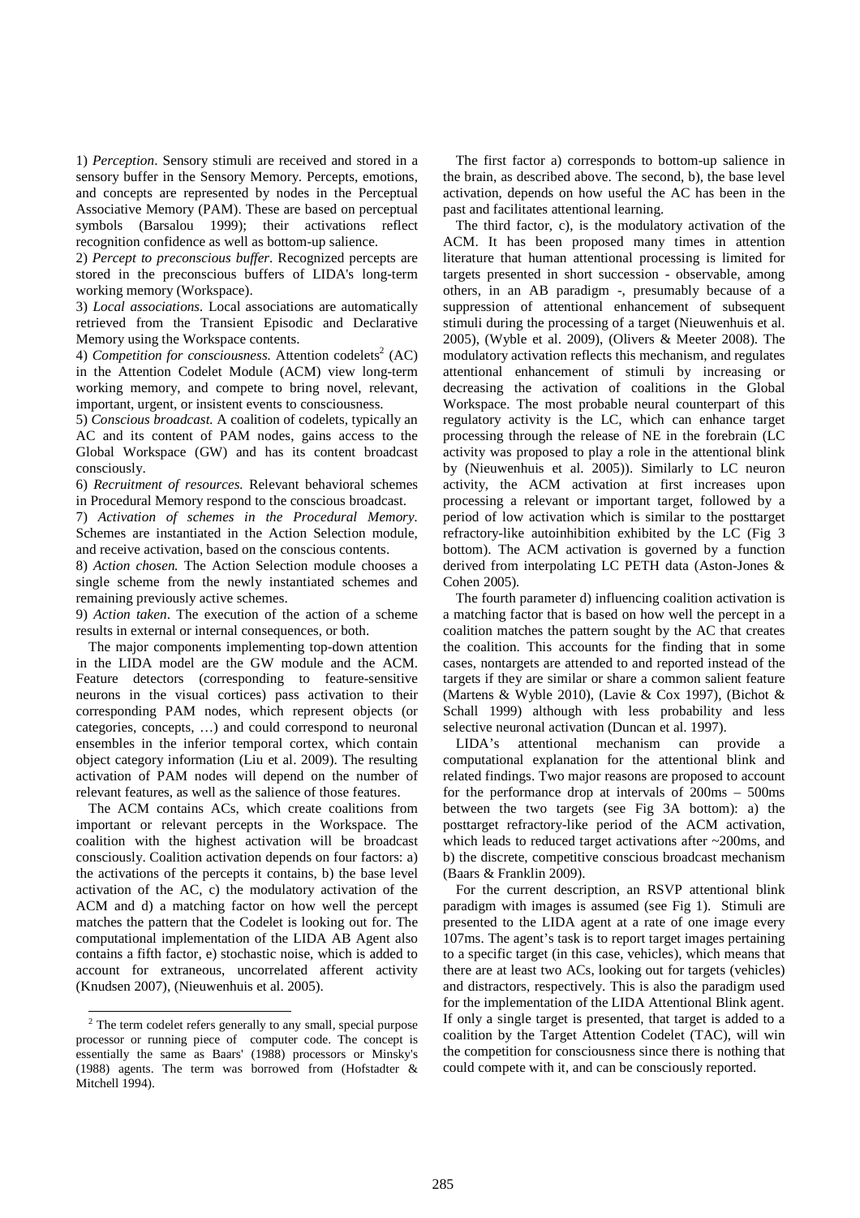1) *Perception*. Sensory stimuli are received and stored in a sensory buffer in the Sensory Memory. Percepts, emotions, and concepts are represented by nodes in the Perceptual Associative Memory (PAM). These are based on perceptual symbols (Barsalou 1999); their activations reflect recognition confidence as well as bottom-up salience.

2) *Percept to preconscious buffer*. Recognized percepts are stored in the preconscious buffers of LIDA's long-term working memory (Workspace).

3) *Local associations*. Local associations are automatically retrieved from the Transient Episodic and Declarative Memory using the Workspace contents.

4) *Competition for consciousness*. Attention codelets[2] (AC) in the Attention Codelet Module (ACM) view long-term working memory, and compete to bring novel, relevant, important, urgent, or insistent events to consciousness.

5) *Conscious broadcast*. A coalition of codelets, typically an AC and its content of PAM nodes, gains access to the Global Workspace (GW) and has its content broadcast consciously.

6) *Recruitment of resources*. Relevant behavioral schemes in Procedural Memory respond to the conscious broadcast.

7) *Activation of schemes in the Procedural Memory*. Schemes are instantiated in the Action Selection module, and receive activation, based on the conscious contents.

8) *Action chosen*. The Action Selection module chooses a single scheme from the newly instantiated schemes and remaining previously active schemes.

9) *Action taken*. The execution of the action of a scheme results in external or internal consequences, or both.

The major components implementing top-down attention in the LIDA model are the GW module and the ACM. Feature detectors (corresponding to feature-sensitive neurons in the visual cortices) pass activation to their corresponding PAM nodes, which represent objects (or categories, concepts, …) and could correspond to neuronal ensembles in the inferior temporal cortex, which contain object category information (Liu et al. 2009). The resulting activation of PAM nodes will depend on the number of relevant features, as well as the salience of those features.

The ACM contains ACs, which create coalitions from important or relevant percepts in the Workspace. The coalition with the highest activation will be broadcast consciously. Coalition activation depends on four factors: a) the activations of the percepts it contains, b) the base level activation of the AC, c) the modulatory activation of the ACM and d) a matching factor on how well the percept matches the pattern that the Codelet is looking out for. The computational implementation of the LIDA AB Agent also contains a fifth factor, e) stochastic noise, which is added to account for extraneous, uncorrelated afferent activity (Knudsen 2007), (Nieuwenhuis et al. 2005).

The first factor a) corresponds to bottom-up salience in the brain, as described above. The second, b), the base level activation, depends on how useful the AC has been in the past and facilitates attentional learning.

The third factor, c), is the modulatory activation of the ACM. It has been proposed many times in attention literature that human attentional processing is limited for targets presented in short succession - observable, among others, in an AB paradigm -, presumably because of a suppression of attentional enhancement of subsequent stimuli during the processing of a target (Nieuwenhuis et al. 2005), (Wyble et al. 2009), (Olivers & Meeter 2008). The modulatory activation reflects this mechanism, and regulates attentional enhancement of stimuli by increasing or decreasing the activation of coalitions in the Global Workspace. The most probable neural counterpart of this regulatory activity is the LC, which can enhance target processing through the release of NE in the forebrain (LC activity was proposed to play a role in the attentional blink by (Nieuwenhuis et al. 2005)). Similarly to LC neuron activity, the ACM activation at first increases upon processing a relevant or important target, followed by a period of low activation which is similar to the posttarget refractory-like autoinhibition exhibited by the LC (Fig 3 bottom). The ACM activation is governed by a function derived from interpolating LC PETH data (Aston-Jones & Cohen 2005).

The fourth parameter d) influencing coalition activation is a matching factor that is based on how well the percept in a coalition matches the pattern sought by the AC that creates the coalition. This accounts for the finding that in some cases, nontargets are attended to and reported instead of the targets if they are similar or share a common salient feature (Martens & Wyble 2010), (Lavie & Cox 1997), (Bichot & Schall 1999) although with less probability and less selective neuronal activation (Duncan et al. 1997).

LIDA's attentional mechanism can provide a computational explanation for the attentional blink and related findings. Two major reasons are proposed to account for the performance drop at intervals of 200ms – 500ms between the two targets (see Fig 3A bottom): a) the posttarget refractory-like period of the ACM activation, which leads to reduced target activations after ~200ms, and b) the discrete, competitive conscious broadcast mechanism (Baars & Franklin 2009).

For the current description, an RSVP attentional blink paradigm with images is assumed (see Fig 1). Stimuli are presented to the LIDA agent at a rate of one image every 107ms. The agent's task is to report target images pertaining to a specific target (in this case, vehicles), which means that there are at least two ACs, looking out for targets (vehicles) and distractors, respectively. This is also the paradigm used for the implementation of the LIDA Attentional Blink agent. If only a single target is presented, that target is added to a coalition by the Target Attention Codelet (TAC), will win the competition for consciousness since there is nothing that could compete with it, and can be consciously reported.

[2] The term codelet refers generally to any small, special purpose processor or running piece of computer code. The concept is essentially the same as Baars' (1988) processors or Minsky's (1988) agents. The term was borrowed from (Hofstadter & Mitchell 1994).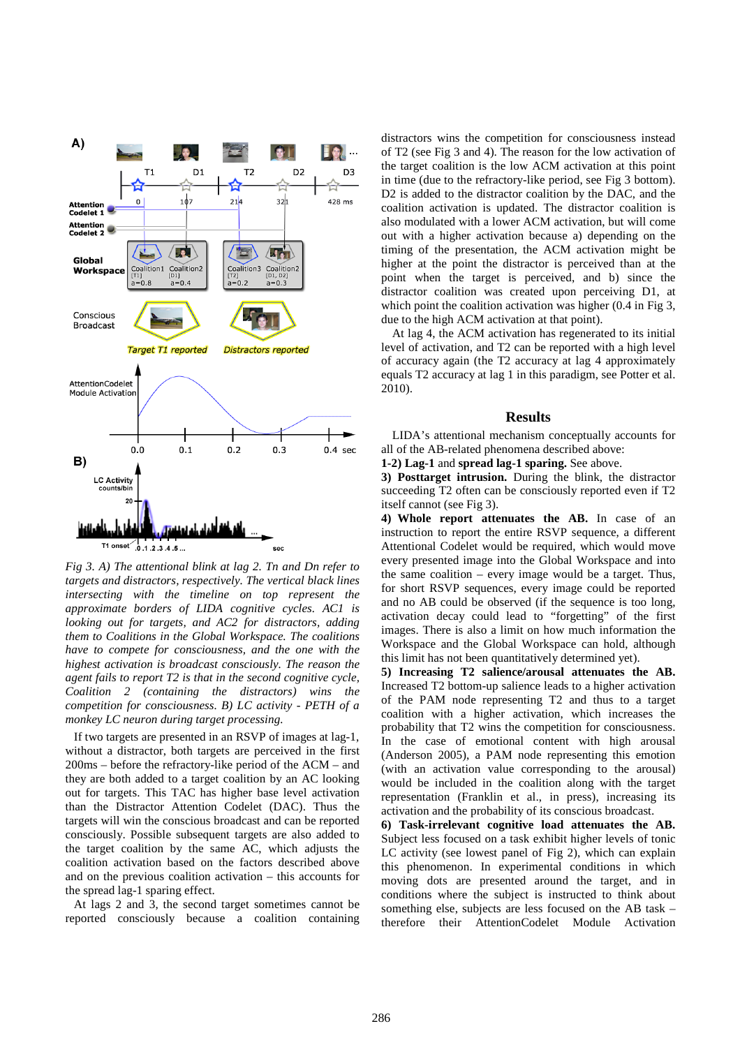*Fig 3. A) The attentional blink at lag 2. Tn and Dn refer to targets and distractors, respectively. The vertical black lines intersecting with the timeline on top represent the approximate borders of LIDA cognitive cycles. AC1 is looking out for targets, and AC2 for distractors, adding them to Coalitions in the Global Workspace. The coalitions have to compete for consciousness, and the one with the highest activation is broadcast consciously. The reason the agent fails to report T2 is that in the second cognitive cycle, Coalition 2 (containing the distractors) wins the competition for consciousness. B) LC activity - PETH of a monkey LC neuron during target processing.*

If two targets are presented in an RSVP of images at lag-1, without a distractor, both targets are perceived in the first 200ms – before the refractory-like period of the ACM – and they are both added to a target coalition by an AC looking out for targets. This TAC has higher base level activation than the Distractor Attention Codelet (DAC). Thus the targets will win the conscious broadcast and can be reported consciously. Possible subsequent targets are also added to the target coalition by the same AC, which adjusts the coalition activation based on the factors described above and on the previous coalition activation – this accounts for the spread lag-1 sparing effect.

At lags 2 and 3, the second target sometimes cannot be reported consciously because a coalition containing distractors wins the competition for consciousness instead of T2 (see Fig 3 and 4). The reason for the low activation of the target coalition is the low ACM activation at this point in time (due to the refractory-like period, see Fig 3 bottom). D2 is added to the distractor coalition by the DAC, and the coalition activation is updated. The distractor coalition is also modulated with a lower ACM activation, but will come out with a higher activation because a) depending on the timing of the presentation, the ACM activation might be higher at the point that the distractor is perceived than at the point when the target is perceived, and b) since the distractor coalition was created upon perceiving D1, at which point the coalition activation was higher (0.4 in Fig 3, due to the high ACM activation at that point).

At lag 4, the ACM activation has regenerated to its initial level of activation, and T2 can be reported with a high level of accuracy again (the T2 accuracy at lag 4 approximately equals T2 accuracy at lag 1 in this paradigm, see Potter et al. 2010).

## Results

LIDA's attentional mechanism conceptually accounts for all of the AB-related phenomena described above:

**1-2) Lag-1** and **spread lag-1 sparing.** See above.

**3) Posttarget intrusion.** During the blink, the distractor succeeding T2 often can be consciously reported even if T2 itself cannot (see Fig 3).

**4) Whole report attenuates the AB.** In case of an instruction to report the entire RSVP sequence, a different Attentional Codelet would be required, which would move every presented image into the Global Workspace and into the same coalition – every image would be a target. Thus, for short RSVP sequences, every image could be reported and no AB could be observed (if the sequence is too long, activation decay could lead to "forgetting" of the first images. There is also a limit on how much information the Workspace and the Global Workspace can hold, although this limit has not been quantitatively determined yet).

**5) Increasing T2 salience/arousal attenuates the AB.** Increased T2 bottom-up salience leads to a higher activation of the PAM node representing T2 and thus to a target coalition with a higher activation, which increases the probability that T2 wins the competition for consciousness. In the case of emotional content with high arousal (Anderson 2005), a PAM node representing this emotion (with an activation value corresponding to the arousal) would be included in the coalition along with the target representation (Franklin et al., in press), increasing its activation and the probability of its conscious broadcast.

**6) Task-irrelevant cognitive load attenuates the AB.** Subject less focused on a task exhibit higher levels of tonic LC activity (see lowest panel of Fig 2), which can explain this phenomenon. In experimental conditions in which moving dots are presented around the target, and in conditions where the subject is instructed to think about something else, subjects are less focused on the AB task – therefore their AttentionCodelet Module Activation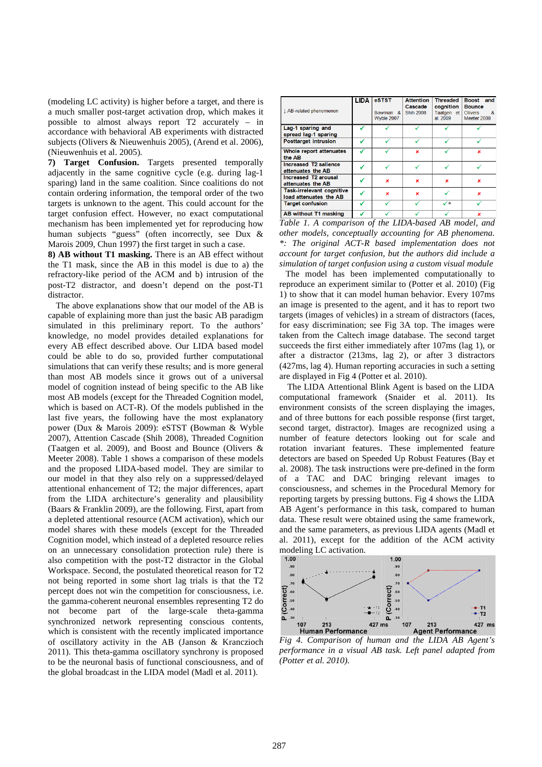(modeling LC activity) is higher before a target, and there is a much smaller post-target activation drop, which makes it possible to almost always report T2 accurately – in accordance with behavioral AB experiments with distracted subjects (Olivers & Nieuwenhuis 2005), (Arend et al. 2006), (Nieuwenhuis et al. 2005).

**7) Target Confusion.** Targets presented temporally adjacently in the same cognitive cycle (e.g. during lag-1 sparing) land in the same coalition. Since coalitions do not contain ordering information, the temporal order of the two targets is unknown to the agent. This could account for the target confusion effect. However, no exact computational mechanism has been implemented yet for reproducing how human subjects "guess" (often incorrectly, see Dux & Marois 2009, Chun 1997) the first target in such a case.

**8) AB without T1 masking.** There is an AB effect without the T1 mask, since the AB in this model is due to a) the refractory-like period of the ACM and b) intrusion of the post-T2 distractor, and doesn't depend on the post-T1 distractor.

The above explanations show that our model of the AB is capable of explaining more than just the basic AB paradigm simulated in this preliminary report. To the authors' knowledge, no model provides detailed explanations for every AB effect described above. Our LIDA based model could be able to do so, provided further computational simulations that can verify these results; and is more general than most AB models since it grows out of a universal model of cognition instead of being specific to the AB like most AB models (except for the Threaded Cognition model, which is based on ACT-R). Of the models published in the last five years, the following have the most explanatory power (Dux & Marois 2009): eSTST (Bowman & Wyble 2007), Attention Cascade (Shih 2008), Threaded Cognition (Taatgen et al. 2009), and Boost and Bounce (Olivers & Meeter 2008). Table 1 shows a comparison of these models and the proposed LIDA-based model. They are similar to our model in that they also rely on a suppressed/delayed attentional enhancement of T2; the major differences, apart from the LIDA architecture's generality and plausibility (Baars & Franklin 2009), are the following. First, apart from a depleted attentional resource (ACM activation), which our model shares with these models (except for the Threaded Cognition model, which instead of a depleted resource relies on an unnecessary consolidation protection rule) there is also competition with the post-T2 distractor in the Global Workspace. Second, the postulated theoretical reason for T2 not being reported in some short lag trials is that the T2 percept does not win the competition for consciousness, i.e. the gamma-coherent neuronal ensembles representing T2 do not become part of the large-scale theta-gamma synchronized network representing conscious contents, which is consistent with the recently implicated importance of oscillatory activity in the AB (Janson & Kranczioch 2011). This theta-gamma oscillatory synchrony is proposed to be the neuronal basis of functional consciousness, and of the global broadcast in the LIDA model (Madl et al. 2011).

| ↓ AB-related phenomenon | LIDA | eSTST Bowman & Wyble 2007 | Attention Cascade Shih 2008 | Threaded cognition Taatgen et al. 2009 | Boost and Bounce Olivers & Meeter 2008 |
|---|---|---|---|---|---|
| Lag-1 sparing and spread lag-1 sparing | ✓ | ✓ | ✓ | ✓ | ✓ |
| Posttarget intrusion | ✓ | ✓ | ✓ | ✓ | ✓ |
| Whole report attenuates the AB | ✓ | ✓ | × | ✓ | × |
| Increased T2 salience attenuates the AB | ✓ | ✓ | ✓ | ✓ | ✓ |
| Increased T2 arousal attenuates the AB | ✓ | × | × | × | × |
| Task-irrelevant cognitive load attenuates the AB | ✓ | × | × | ✓ | × |
| Target confusion | ✓ | ✓ | ✓ | ✓* | ✓ |
| AB without T1 masking | ✓ | ✓ | ✓ | ✓ | × |

*Table 1. A comparison of the LIDA-based AB model, and other models, conceptually accounting for AB phenomena. \*: The original ACT-R based implementation does not account for target confusion, but the authors did include a simulation of target confusion using a custom visual module*

The model has been implemented computationally to reproduce an experiment similar to (Potter et al. 2010) (Fig 1) to show that it can model human behavior. Every 107ms an image is presented to the agent, and it has to report two targets (images of vehicles) in a stream of distractors (faces, for easy discrimination; see Fig 3A top. The images were taken from the Caltech image database. The second target succeeds the first either immediately after 107ms (lag 1), or after a distractor (213ms, lag 2), or after 3 distractors (427ms, lag 4). Human reporting accuracies in such a setting are displayed in Fig 4 (Potter et al. 2010).

The LIDA Attentional Blink Agent is based on the LIDA computational framework (Snaider et al. 2011). Its environment consists of the screen displaying the images, and of three buttons for each possible response (first target, second target, distractor). Images are recognized using a number of feature detectors looking out for scale and rotation invariant features. These implemented feature detectors are based on Speeded Up Robust Features (Bay et al. 2008). The task instructions were pre-defined in the form of a TAC and DAC bringing relevant images to consciousness, and schemes in the Procedural Memory for reporting targets by pressing buttons. Fig 4 shows the LIDA AB Agent's performance in this task, compared to human data. These result were obtained using the same framework, and the same parameters, as previous LIDA agents (Madl et al. 2011), except for the addition of the ACM activity modeling LC activation.

*Fig 4. Comparison of human and the LIDA AB Agent's performance in a visual AB task. Left panel adapted from (Potter et al. 2010).*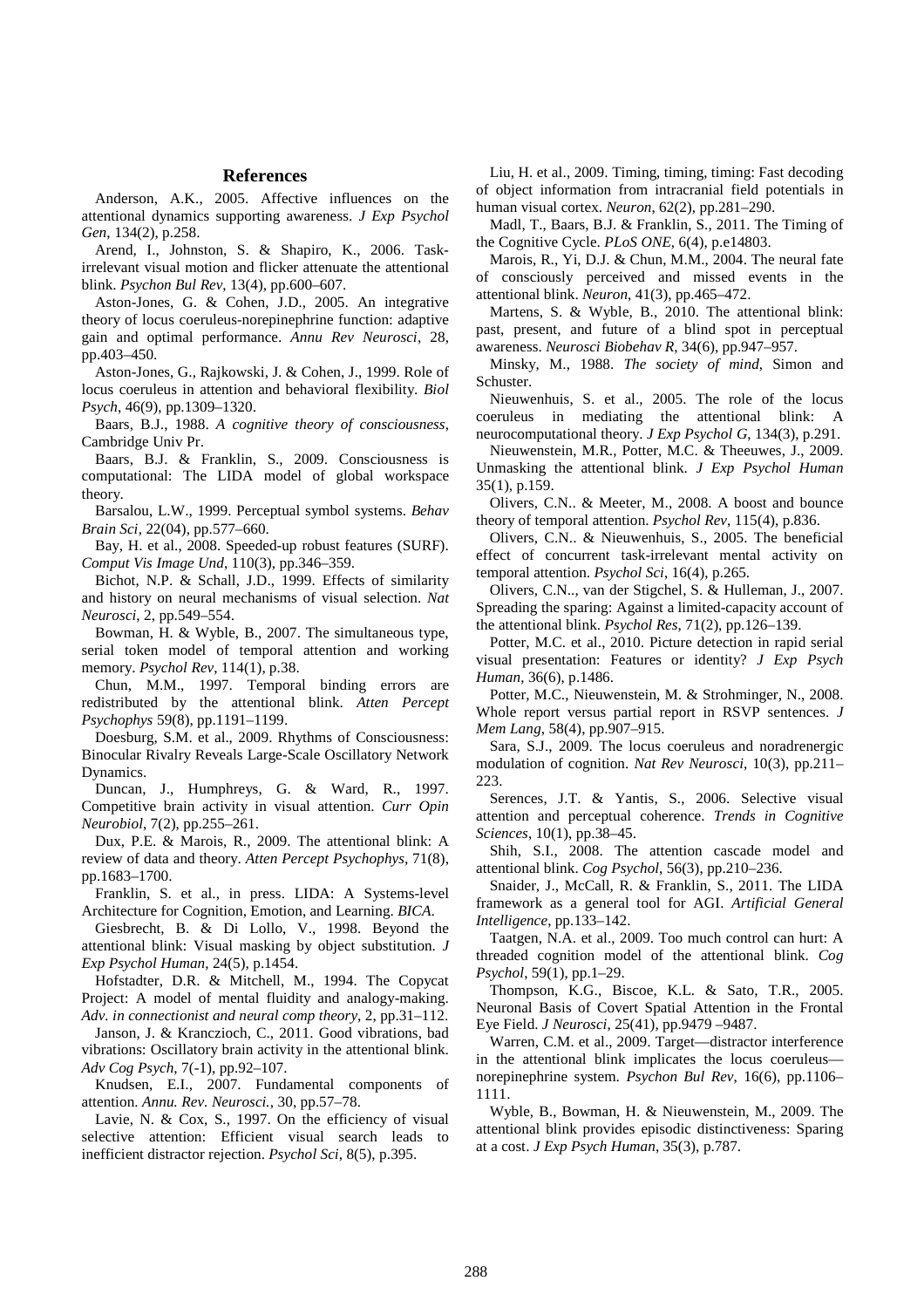## References

Anderson, A.K., 2005. Affective influences on the attentional dynamics supporting awareness. *J Exp Psychol Gen*, 134(2), p.258.

Arend, I., Johnston, S. & Shapiro, K., 2006. Task-irrelevant visual motion and flicker attenuate the attentional blink. *Psychon Bul Rev*, 13(4), pp.600–607.

Aston-Jones, G. & Cohen, J.D., 2005. An integrative theory of locus coeruleus-norepinephrine function: adaptive gain and optimal performance. *Annu Rev Neurosci*, 28, pp.403–450.

Aston-Jones, G., Rajkowski, J. & Cohen, J., 1999. Role of locus coeruleus in attention and behavioral flexibility. *Biol Psych*, 46(9), pp.1309–1320.

Baars, B.J., 1988. *A cognitive theory of consciousness*, Cambridge Univ Pr.

Baars, B.J. & Franklin, S., 2009. Consciousness is computational: The LIDA model of global workspace theory.

Barsalou, L.W., 1999. Perceptual symbol systems. *Behav Brain Sci*, 22(04), pp.577–660.

Bay, H. et al., 2008. Speeded-up robust features (SURF). *Comput Vis Image Und*, 110(3), pp.346–359.

Bichot, N.P. & Schall, J.D., 1999. Effects of similarity and history on neural mechanisms of visual selection. *Nat Neurosci*, 2, pp.549–554.

Bowman, H. & Wyble, B., 2007. The simultaneous type, serial token model of temporal attention and working memory. *Psychol Rev*, 114(1), p.38.

Chun, M.M., 1997. Temporal binding errors are redistributed by the attentional blink. *Atten Percept Psychophys* 59(8), pp.1191–1199.

Doesburg, S.M. et al., 2009. Rhythms of Consciousness: Binocular Rivalry Reveals Large-Scale Oscillatory Network Dynamics.

Duncan, J., Humphreys, G. & Ward, R., 1997. Competitive brain activity in visual attention. *Curr Opin Neurobiol*, 7(2), pp.255–261.

Dux, P.E. & Marois, R., 2009. The attentional blink: A review of data and theory. *Atten Percept Psychophys*, 71(8), pp.1683–1700.

Franklin, S. et al., in press. LIDA: A Systems-level Architecture for Cognition, Emotion, and Learning. *BICA*.

Giesbrecht, B. & Di Lollo, V., 1998. Beyond the attentional blink: Visual masking by object substitution. *J Exp Psychol Human*, 24(5), p.1454.

Hofstadter, D.R. & Mitchell, M., 1994. The Copycat Project: A model of mental fluidity and analogy-making. *Adv. in connectionist and neural comp theory*, 2, pp.31–112.

Janson, J. & Kranczioch, C., 2011. Good vibrations, bad vibrations: Oscillatory brain activity in the attentional blink. *Adv Cog Psych*, 7(-1), pp.92–107.

Knudsen, E.I., 2007. Fundamental components of attention. *Annu. Rev. Neurosci.*, 30, pp.57–78.

Lavie, N. & Cox, S., 1997. On the efficiency of visual selective attention: Efficient visual search leads to inefficient distractor rejection. *Psychol Sci*, 8(5), p.395.

Liu, H. et al., 2009. Timing, timing, timing: Fast decoding of object information from intracranial field potentials in human visual cortex. *Neuron*, 62(2), pp.281–290.

Madl, T., Baars, B.J. & Franklin, S., 2011. The Timing of the Cognitive Cycle. *PLoS ONE*, 6(4), p.e14803.

Marois, R., Yi, D.J. & Chun, M.M., 2004. The neural fate of consciously perceived and missed events in the attentional blink. *Neuron*, 41(3), pp.465–472.

Martens, S. & Wyble, B., 2010. The attentional blink: past, present, and future of a blind spot in perceptual awareness. *Neurosci Biobehav R*, 34(6), pp.947–957.

Minsky, M., 1988. *The society of mind*, Simon and Schuster.

Nieuwenhuis, S. et al., 2005. The role of the locus coeruleus in mediating the attentional blink: A neurocomputational theory. *J Exp Psychol G*, 134(3), p.291.

Nieuwenstein, M.R., Potter, M.C. & Theeuwes, J., 2009. Unmasking the attentional blink. *J Exp Psychol Human* 35(1), p.159.

Olivers, C.N.. & Meeter, M., 2008. A boost and bounce theory of temporal attention. *Psychol Rev*, 115(4), p.836.

Olivers, C.N.. & Nieuwenhuis, S., 2005. The beneficial effect of concurrent task-irrelevant mental activity on temporal attention. *Psychol Sci*, 16(4), p.265.

Olivers, C.N.., van der Stigchel, S. & Hulleman, J., 2007. Spreading the sparing: Against a limited-capacity account of the attentional blink. *Psychol Res*, 71(2), pp.126–139.

Potter, M.C. et al., 2010. Picture detection in rapid serial visual presentation: Features or identity? *J Exp Psych Human*, 36(6), p.1486.

Potter, M.C., Nieuwenstein, M. & Strohminger, N., 2008. Whole report versus partial report in RSVP sentences. *J Mem Lang*, 58(4), pp.907–915.

Sara, S.J., 2009. The locus coeruleus and noradrenergic modulation of cognition. *Nat Rev Neurosci*, 10(3), pp.211–223.

Serences, J.T. & Yantis, S., 2006. Selective visual attention and perceptual coherence. *Trends in Cognitive Sciences*, 10(1), pp.38–45.

Shih, S.I., 2008. The attention cascade model and attentional blink. *Cog Psychol*, 56(3), pp.210–236.

Snaider, J., McCall, R. & Franklin, S., 2011. The LIDA framework as a general tool for AGI. *Artificial General Intelligence*, pp.133–142.

Taatgen, N.A. et al., 2009. Too much control can hurt: A threaded cognition model of the attentional blink. *Cog Psychol*, 59(1), pp.1–29.

Thompson, K.G., Biscoe, K.L. & Sato, T.R., 2005. Neuronal Basis of Covert Spatial Attention in the Frontal Eye Field. *J Neurosci*, 25(41), pp.9479 –9487.

Warren, C.M. et al., 2009. Target—distractor interference in the attentional blink implicates the locus coeruleus—norepinephrine system. *Psychon Bul Rev*, 16(6), pp.1106–1111.

Wyble, B., Bowman, H. & Nieuwenstein, M., 2009. The attentional blink provides episodic distinctiveness: Sparing at a cost. *J Exp Psych Human*, 35(3), p.787.